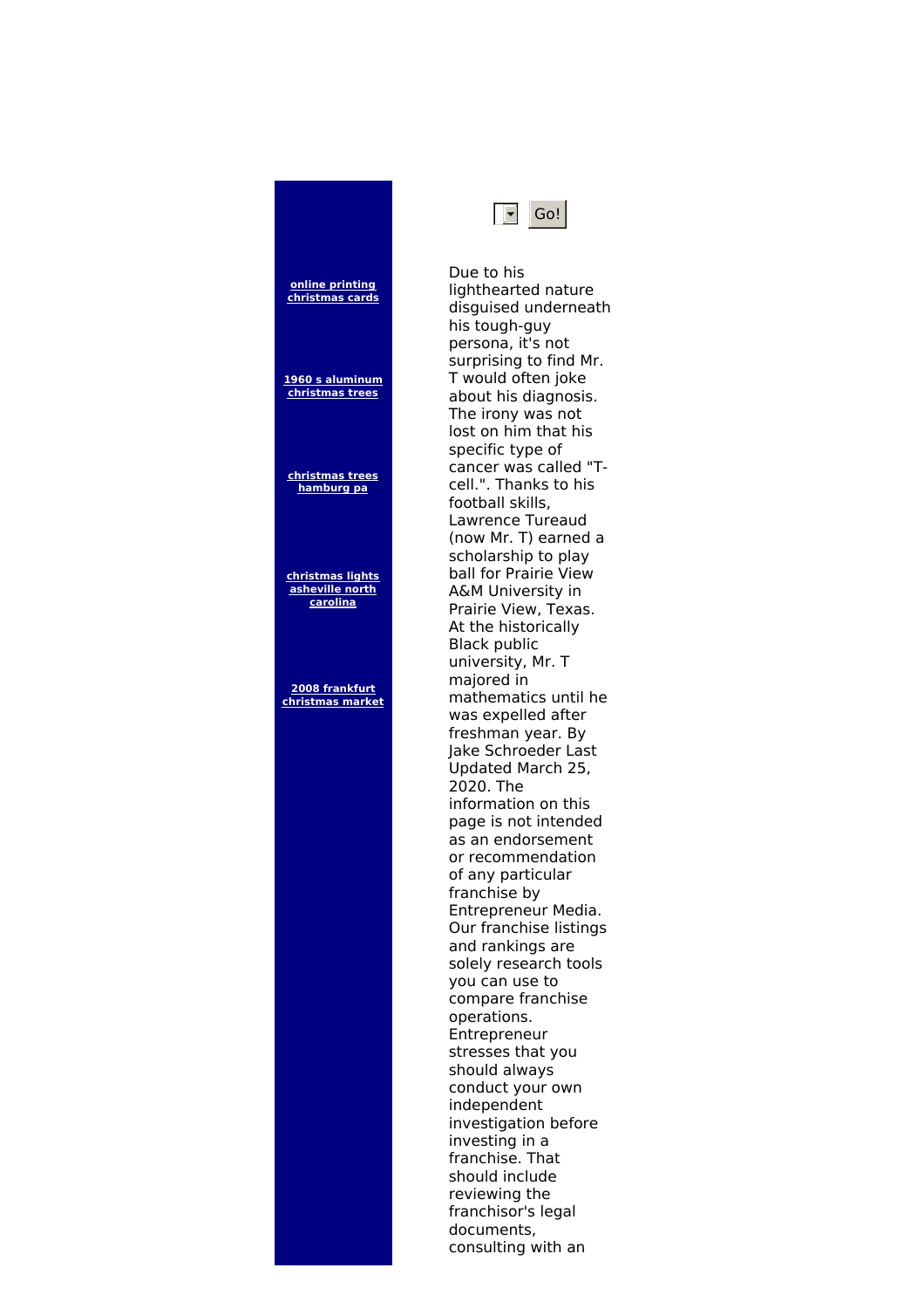[online printing christmas cards](#)

[1960 s aluminum christmas trees](#)

[christmas trees hamburg pa](#)

[christmas lights asheville north carolina](#)

[2008 frankfurt christmas market](#)

Go!

Due to his lighthearted nature disguised underneath his tough-guy persona, it's not surprising to find Mr. T would often joke about his diagnosis. The irony was not lost on him that his specific type of cancer was called "T-cell.". Thanks to his football skills, Lawrence Tureaud (now Mr. T) earned a scholarship to play ball for Prairie View A&M University in Prairie View, Texas. At the historically Black public university, Mr. T majored in mathematics until he was expelled after freshman year. By Jake Schroeder Last Updated March 25, 2020. The information on this page is not intended as an endorsement or recommendation of any particular franchise by Entrepreneur Media. Our franchise listings and rankings are solely research tools you can use to compare franchise operations. Entrepreneur stresses that you should always conduct your own independent investigation before investing in a franchise. That should include reviewing the franchisor's legal documents, consulting with an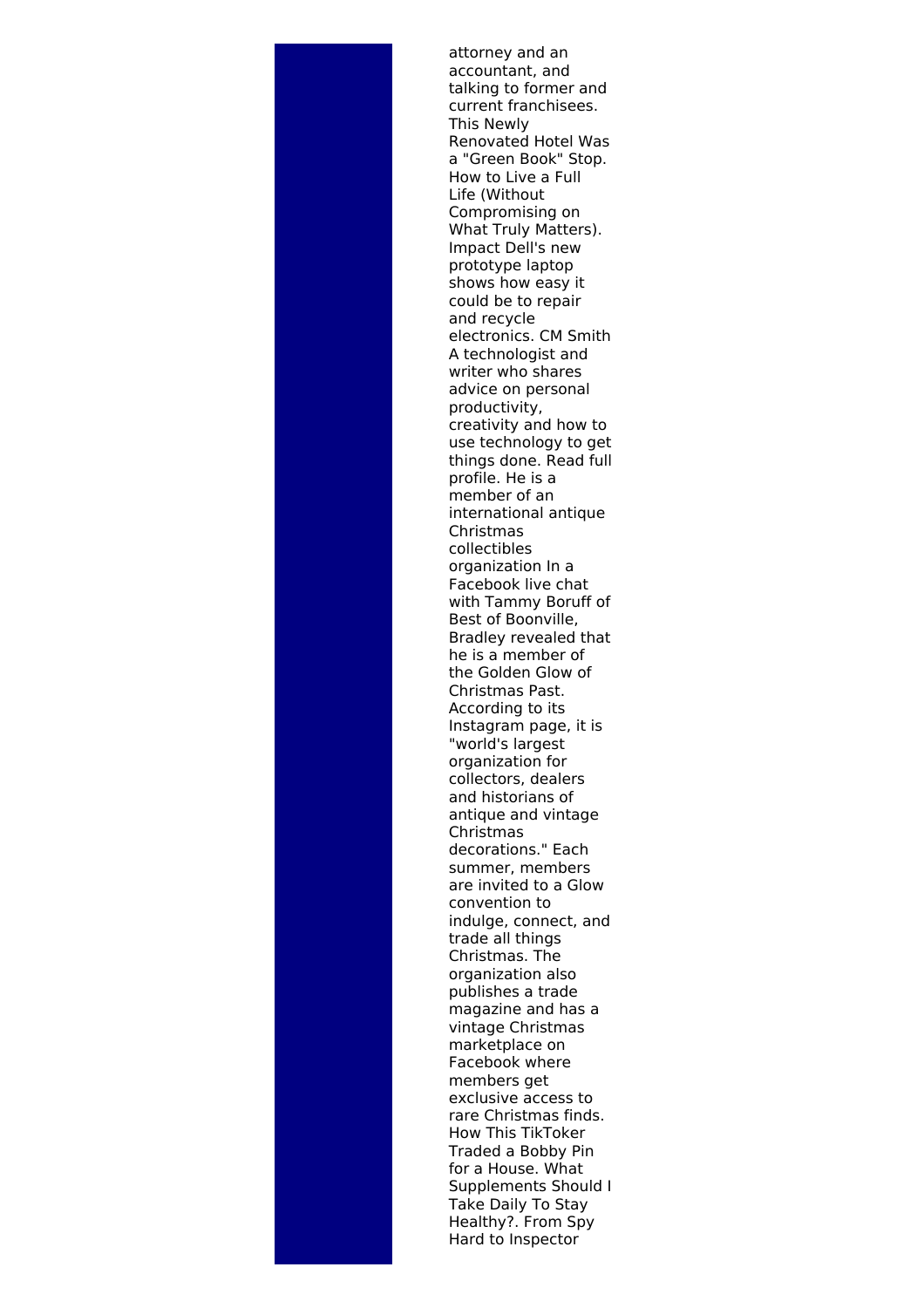attorney and an accountant, and talking to former and current franchisees. This Newly Renovated Hotel Was a "Green Book" Stop. How to Live a Full Life (Without Compromising on What Truly Matters). Impact Dell's new prototype laptop shows how easy it could be to repair and recycle electronics. CM Smith A technologist and writer who shares advice on personal productivity, creativity and how to use technology to get things done. Read full profile. He is a member of an international antique Christmas collectibles organization In a Facebook live chat with Tammy Boruff of Best of Boonville, Bradley revealed that he is a member of the Golden Glow of Christmas Past. According to its Instagram page, it is "world's largest organization for collectors, dealers and historians of antique and vintage Christmas decorations." Each summer, members are invited to a Glow convention to indulge, connect, and trade all things Christmas. The organization also publishes a trade magazine and has a vintage Christmas marketplace on Facebook where members get exclusive access to rare Christmas finds. How This TikToker Traded a Bobby Pin for a House. What Supplements Should I Take Daily To Stay Healthy?. From Spy Hard to Inspector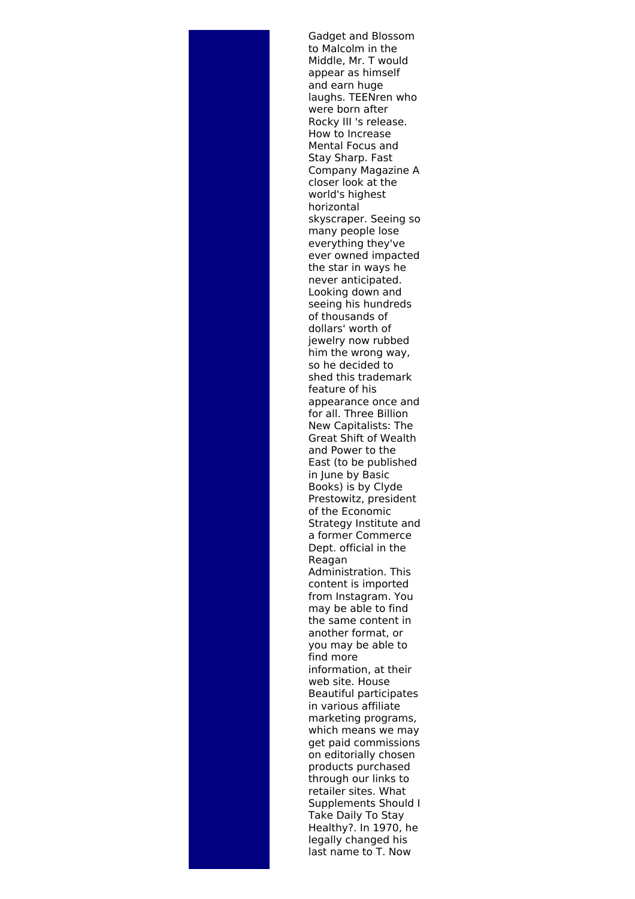Gadget and Blossom to Malcolm in the Middle, Mr. T would appear as himself and earn huge laughs. TEENren who were born after Rocky III 's release. How to Increase Mental Focus and Stay Sharp. Fast Company Magazine A closer look at the world's highest horizontal skyscraper. Seeing so many people lose everything they've ever owned impacted the star in ways he never anticipated. Looking down and seeing his hundreds of thousands of dollars' worth of jewelry now rubbed him the wrong way, so he decided to shed this trademark feature of his appearance once and for all. Three Billion New Capitalists: The Great Shift of Wealth and Power to the East (to be published in June by Basic Books) is by Clyde Prestowitz, president of the Economic Strategy Institute and a former Commerce Dept. official in the Reagan Administration. This content is imported from Instagram. You may be able to find the same content in another format, or you may be able to find more information, at their web site. House Beautiful participates in various affiliate marketing programs, which means we may get paid commissions on editorially chosen products purchased through our links to retailer sites. What Supplements Should I Take Daily To Stay Healthy?. In 1970, he legally changed his last name to T. Now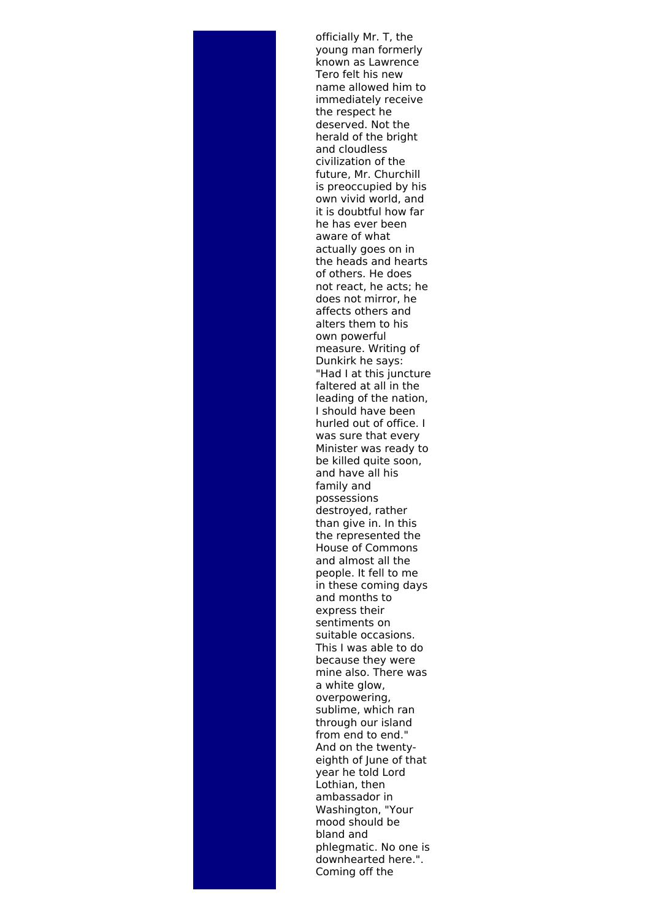officially Mr. T, the young man formerly known as Lawrence Tero felt his new name allowed him to immediately receive the respect he deserved. Not the herald of the bright and cloudless civilization of the future, Mr. Churchill is preoccupied by his own vivid world, and it is doubtful how far he has ever been aware of what actually goes on in the heads and hearts of others. He does not react, he acts; he does not mirror, he affects others and alters them to his own powerful measure. Writing of Dunkirk he says: "Had I at this juncture faltered at all in the leading of the nation, I should have been hurled out of office. I was sure that every Minister was ready to be killed quite soon, and have all his family and possessions destroyed, rather than give in. In this the represented the House of Commons and almost all the people. It fell to me in these coming days and months to express their sentiments on suitable occasions. This I was able to do because they were mine also. There was a white glow, overpowering, sublime, which ran through our island from end to end." And on the twenty-eighth of June of that year he told Lord Lothian, then ambassador in Washington, "Your mood should be bland and phlegmatic. No one is downhearted here.". Coming off the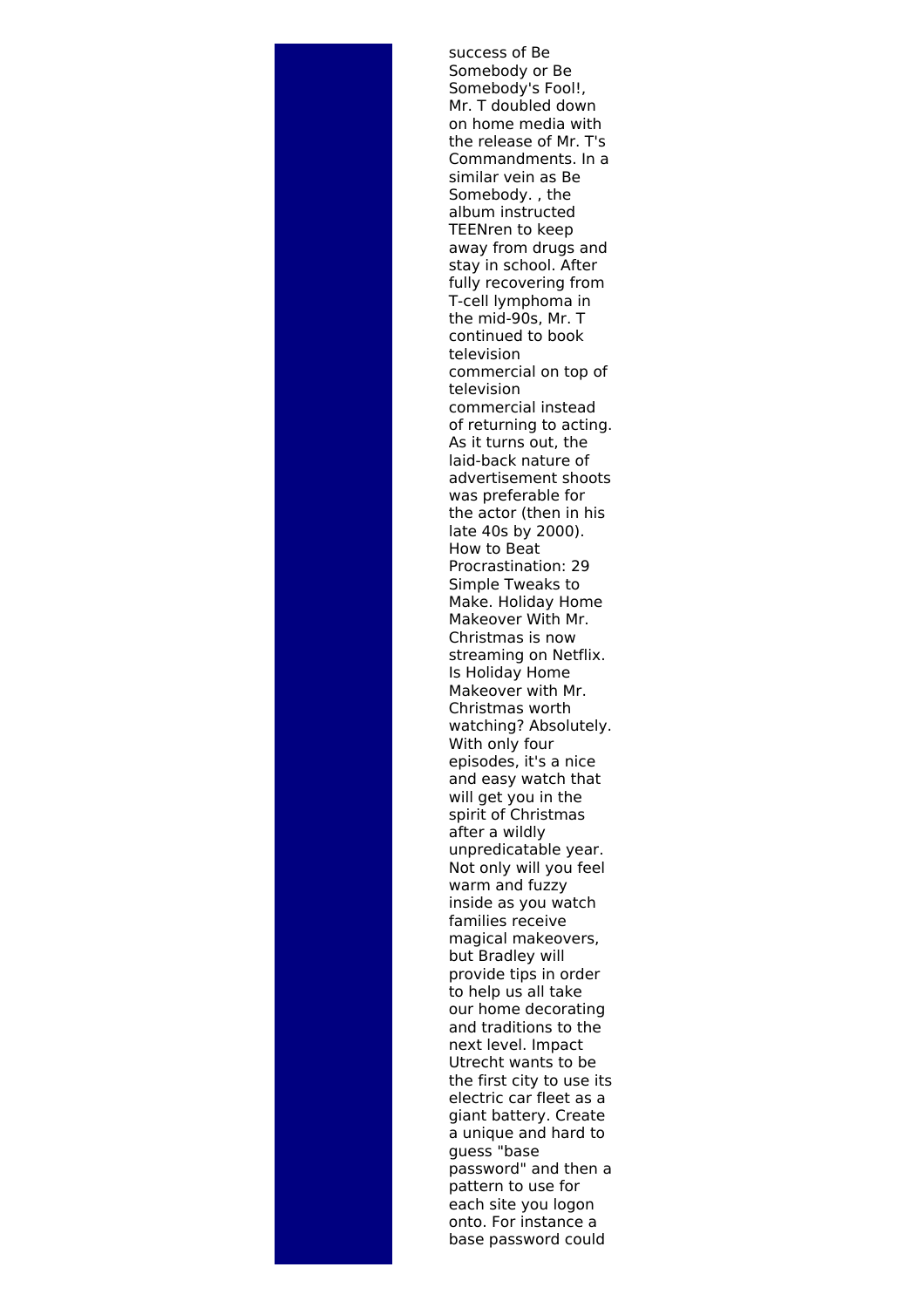success of Be Somebody or Be Somebody's Fool!, Mr. T doubled down on home media with the release of Mr. T's Commandments. In a similar vein as Be Somebody. , the album instructed TEENren to keep away from drugs and stay in school. After fully recovering from T-cell lymphoma in the mid-90s, Mr. T continued to book television commercial on top of television commercial instead of returning to acting. As it turns out, the laid-back nature of advertisement shoots was preferable for the actor (then in his late 40s by 2000). How to Beat Procrastination: 29 Simple Tweaks to Make. Holiday Home Makeover With Mr. Christmas is now streaming on Netflix. Is Holiday Home Makeover with Mr. Christmas worth watching? Absolutely. With only four episodes, it's a nice and easy watch that will get you in the spirit of Christmas after a wildly unpredicatable year. Not only will you feel warm and fuzzy inside as you watch families receive magical makeovers, but Bradley will provide tips in order to help us all take our home decorating and traditions to the next level. Impact Utrecht wants to be the first city to use its electric car fleet as a giant battery. Create a unique and hard to guess "base password" and then a pattern to use for each site you logon onto. For instance a base password could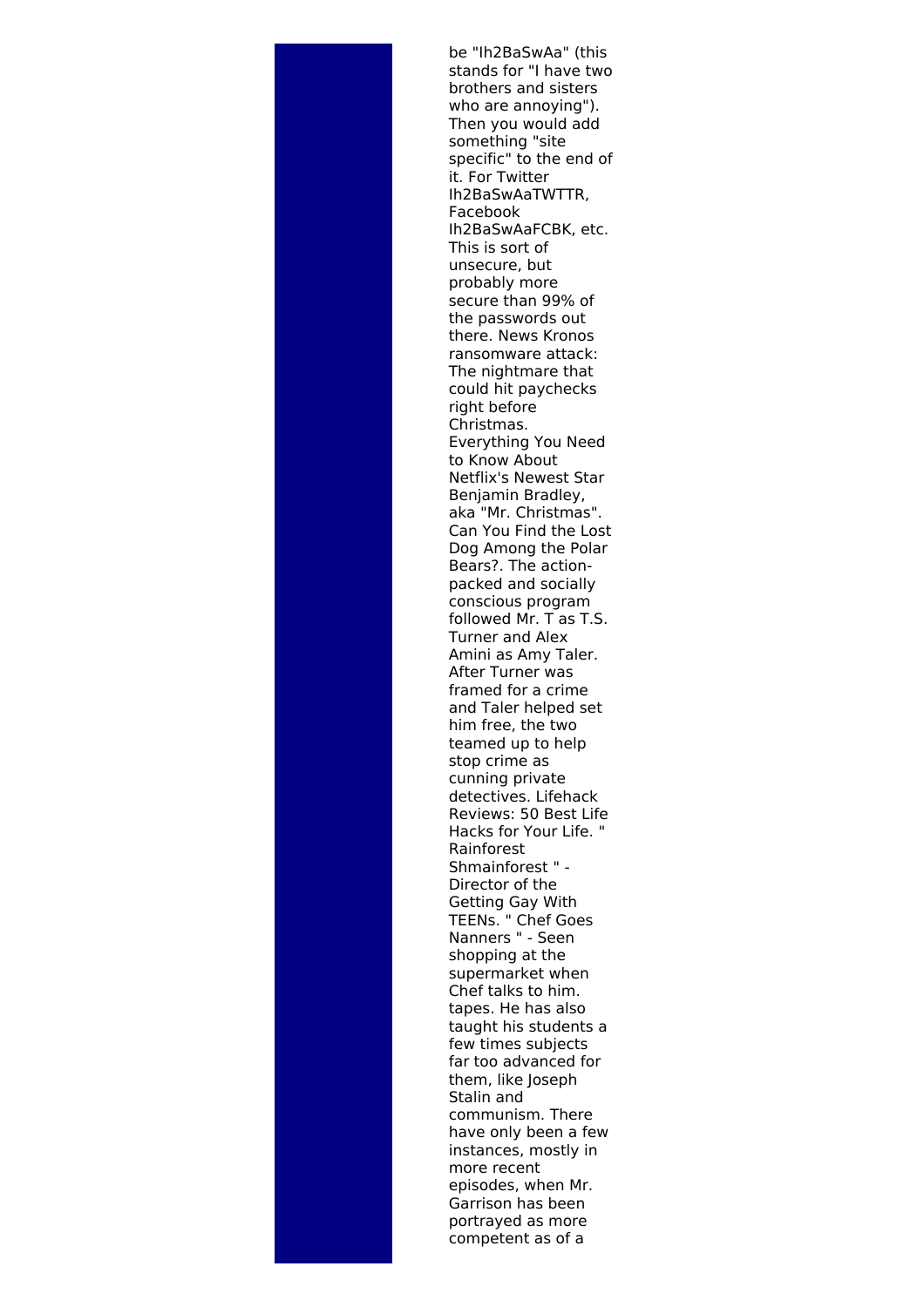be "Ih2BaSwAa" (this stands for "I have two brothers and sisters who are annoying"). Then you would add something "site specific" to the end of it. For Twitter Ih2BaSwAaTWTTR, Facebook Ih2BaSwAaFCBK, etc. This is sort of unsecure, but probably more secure than 99% of the passwords out there. News Kronos ransomware attack: The nightmare that could hit paychecks right before Christmas. Everything You Need to Know About Netflix's Newest Star Benjamin Bradley, aka "Mr. Christmas". Can You Find the Lost Dog Among the Polar Bears?. The action-packed and socially conscious program followed Mr. T as T.S. Turner and Alex Amini as Amy Taler. After Turner was framed for a crime and Taler helped set him free, the two teamed up to help stop crime as cunning private detectives. Lifehack Reviews: 50 Best Life Hacks for Your Life. " Rainforest Shmainforest " - Director of the Getting Gay With TEENs. " Chef Goes Nanners " - Seen shopping at the supermarket when Chef talks to him. tapes. He has also taught his students a few times subjects far too advanced for them, like Joseph Stalin and communism. There have only been a few instances, mostly in more recent episodes, when Mr. Garrison has been portrayed as more competent as of a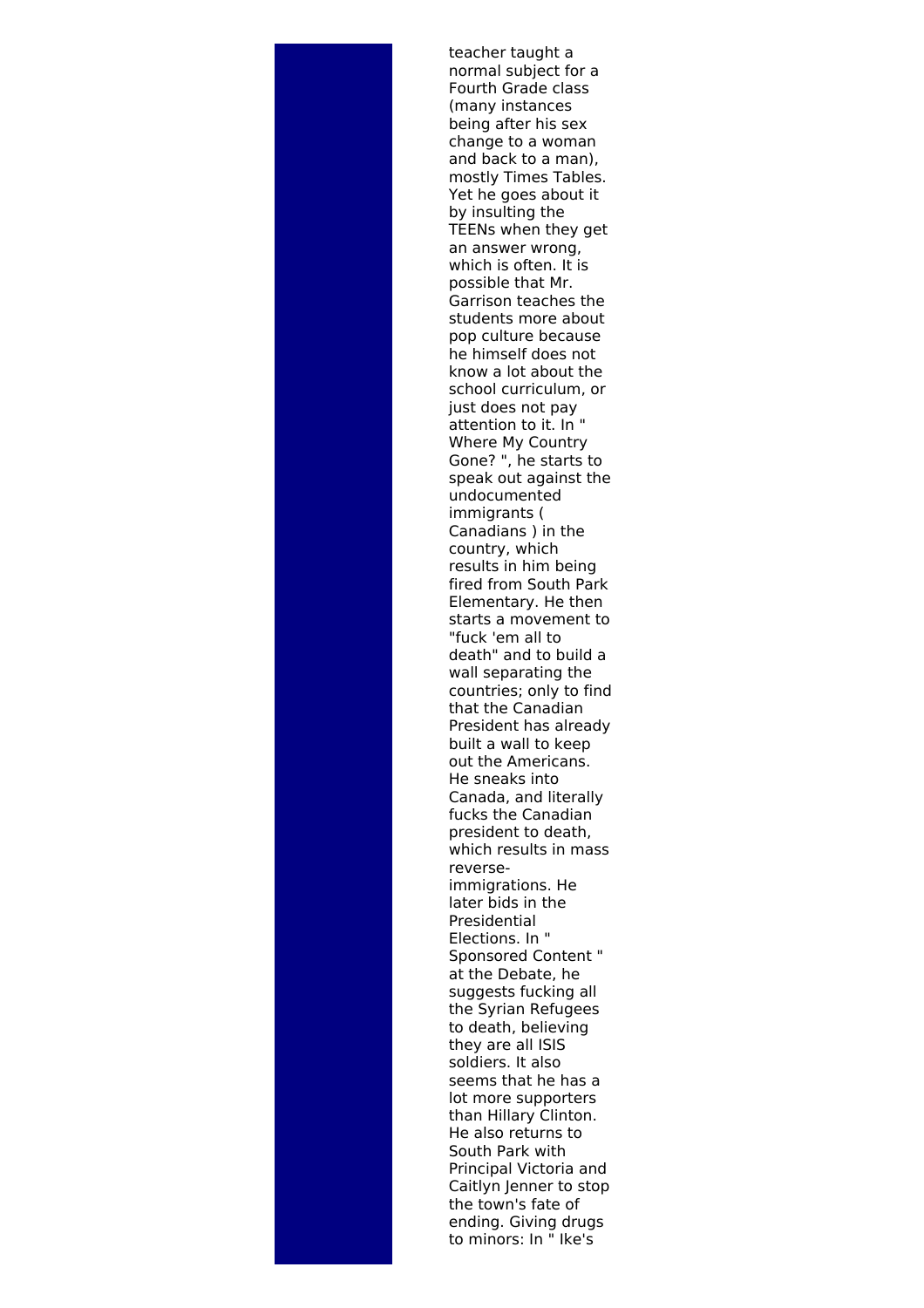teacher taught a normal subject for a Fourth Grade class (many instances being after his sex change to a woman and back to a man), mostly Times Tables. Yet he goes about it by insulting the TEENs when they get an answer wrong, which is often. It is possible that Mr. Garrison teaches the students more about pop culture because he himself does not know a lot about the school curriculum, or just does not pay attention to it. In " Where My Country Gone? ", he starts to speak out against the undocumented immigrants ( Canadians ) in the country, which results in him being fired from South Park Elementary. He then starts a movement to "fuck 'em all to death" and to build a wall separating the countries; only to find that the Canadian President has already built a wall to keep out the Americans. He sneaks into Canada, and literally fucks the Canadian president to death, which results in mass reverse-immigrations. He later bids in the Presidential Elections. In " Sponsored Content " at the Debate, he suggests fucking all the Syrian Refugees to death, believing they are all ISIS soldiers. It also seems that he has a lot more supporters than Hillary Clinton. He also returns to South Park with Principal Victoria and Caitlyn Jenner to stop the town's fate of ending. Giving drugs to minors: In " Ike's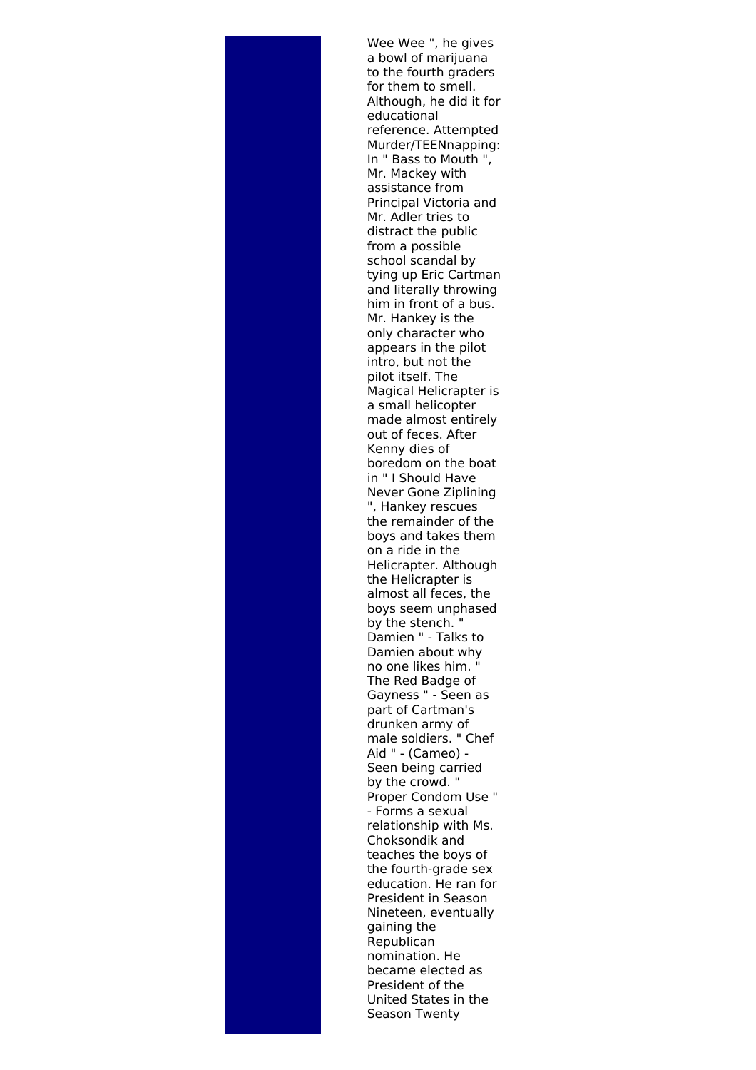Wee Wee ", he gives a bowl of marijuana to the fourth graders for them to smell. Although, he did it for educational reference. Attempted Murder/TEENnapping: In " Bass to Mouth ", Mr. Mackey with assistance from Principal Victoria and Mr. Adler tries to distract the public from a possible school scandal by tying up Eric Cartman and literally throwing him in front of a bus. Mr. Hankey is the only character who appears in the pilot intro, but not the pilot itself. The Magical Helicrapter is a small helicopter made almost entirely out of feces. After Kenny dies of boredom on the boat in " I Should Have Never Gone Ziplining ", Hankey rescues the remainder of the boys and takes them on a ride in the Helicrapter. Although the Helicrapter is almost all feces, the boys seem unphased by the stench. " Damien " - Talks to Damien about why no one likes him. " The Red Badge of Gayness " - Seen as part of Cartman's drunken army of male soldiers. " Chef Aid " - (Cameo) - Seen being carried by the crowd. " Proper Condom Use " - Forms a sexual relationship with Ms. Choksondik and teaches the boys of the fourth-grade sex education. He ran for President in Season Nineteen, eventually gaining the Republican nomination. He became elected as President of the United States in the Season Twenty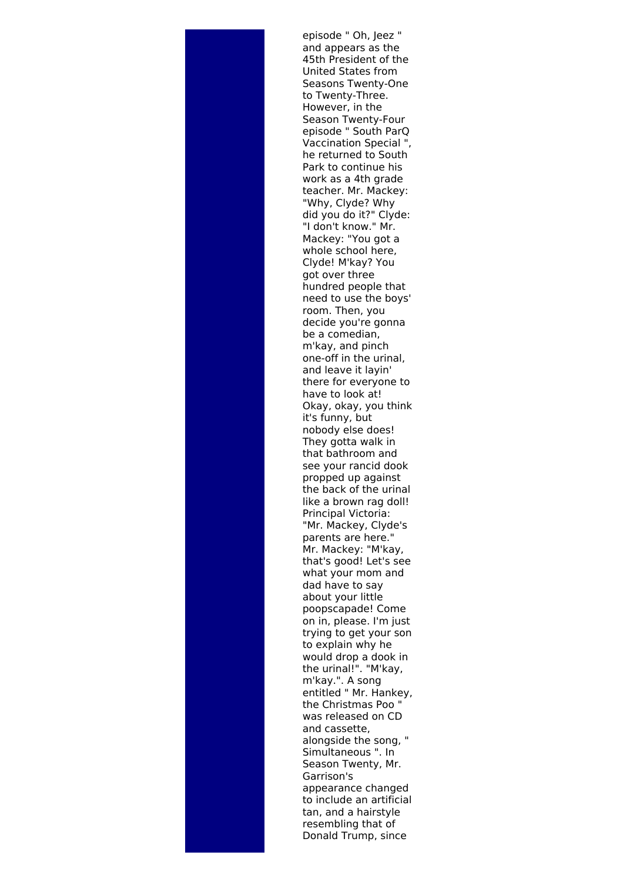episode " Oh, Jeez " and appears as the 45th President of the United States from Seasons Twenty-One to Twenty-Three. However, in the Season Twenty-Four episode " South ParQ Vaccination Special ", he returned to South Park to continue his work as a 4th grade teacher. Mr. Mackey: "Why, Clyde? Why did you do it?" Clyde: "I don't know." Mr. Mackey: "You got a whole school here, Clyde! M'kay? You got over three hundred people that need to use the boys' room. Then, you decide you're gonna be a comedian, m'kay, and pinch one-off in the urinal, and leave it layin' there for everyone to have to look at! Okay, okay, you think it's funny, but nobody else does! They gotta walk in that bathroom and see your rancid dook propped up against the back of the urinal like a brown rag doll! Principal Victoria: "Mr. Mackey, Clyde's parents are here." Mr. Mackey: "M'kay, that's good! Let's see what your mom and dad have to say about your little poopscapade! Come on in, please. I'm just trying to get your son to explain why he would drop a dook in the urinal!". "M'kay, m'kay.". A song entitled " Mr. Hankey, the Christmas Poo " was released on CD and cassette, alongside the song, " Simultaneous ". In Season Twenty, Mr. Garrison's appearance changed to include an artificial tan, and a hairstyle resembling that of Donald Trump, since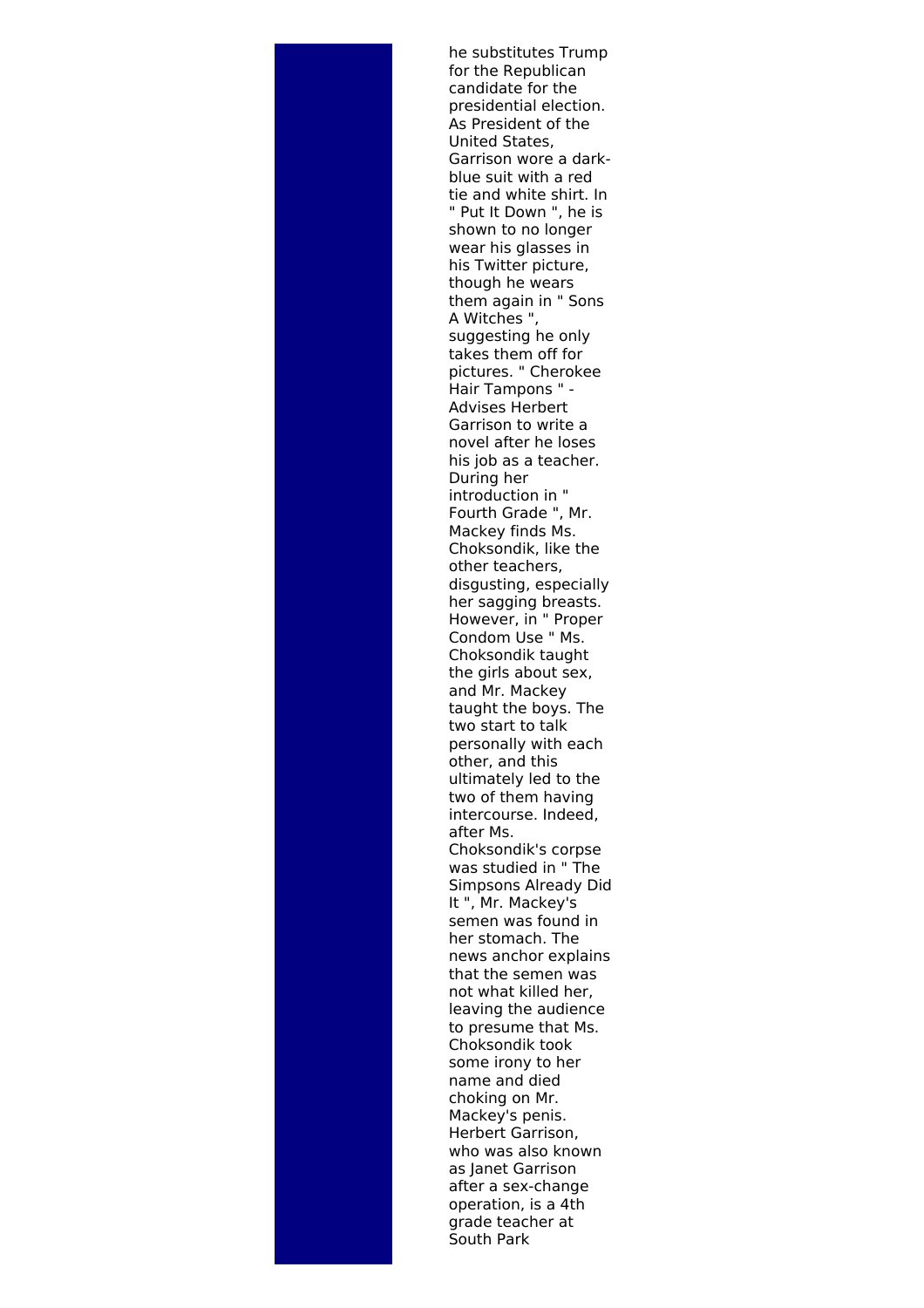he substitutes Trump for the Republican candidate for the presidential election. As President of the United States, Garrison wore a dark-blue suit with a red tie and white shirt. In " Put It Down ", he is shown to no longer wear his glasses in his Twitter picture, though he wears them again in " Sons A Witches ", suggesting he only takes them off for pictures. " Cherokee Hair Tampons " - Advises Herbert Garrison to write a novel after he loses his job as a teacher. During her introduction in " Fourth Grade ", Mr. Mackey finds Ms. Choksondik, like the other teachers, disgusting, especially her sagging breasts. However, in " Proper Condom Use " Ms. Choksondik taught the girls about sex, and Mr. Mackey taught the boys. The two start to talk personally with each other, and this ultimately led to the two of them having intercourse. Indeed, after Ms. Choksondik's corpse was studied in " The Simpsons Already Did It ", Mr. Mackey's semen was found in her stomach. The news anchor explains that the semen was not what killed her, leaving the audience to presume that Ms. Choksondik took some irony to her name and died choking on Mr. Mackey's penis. Herbert Garrison, who was also known as Janet Garrison after a sex-change operation, is a 4th grade teacher at South Park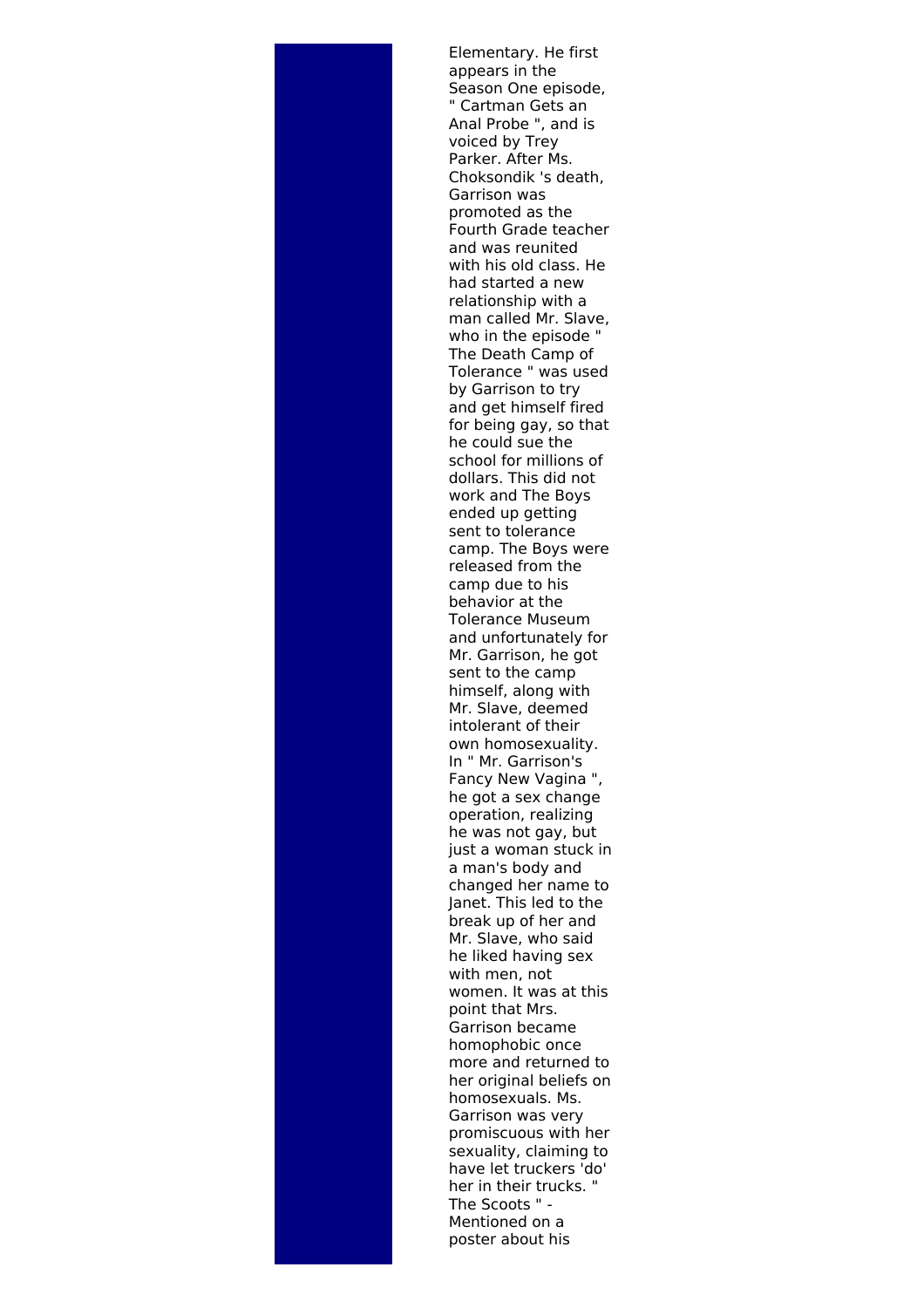Elementary. He first appears in the Season One episode, " Cartman Gets an Anal Probe ", and is voiced by Trey Parker. After Ms. Choksondik 's death, Garrison was promoted as the Fourth Grade teacher and was reunited with his old class. He had started a new relationship with a man called Mr. Slave, who in the episode " The Death Camp of Tolerance " was used by Garrison to try and get himself fired for being gay, so that he could sue the school for millions of dollars. This did not work and The Boys ended up getting sent to tolerance camp. The Boys were released from the camp due to his behavior at the Tolerance Museum and unfortunately for Mr. Garrison, he got sent to the camp himself, along with Mr. Slave, deemed intolerant of their own homosexuality. In " Mr. Garrison's Fancy New Vagina ", he got a sex change operation, realizing he was not gay, but just a woman stuck in a man's body and changed her name to Janet. This led to the break up of her and Mr. Slave, who said he liked having sex with men, not women. It was at this point that Mrs. Garrison became homophobic once more and returned to her original beliefs on homosexuals. Ms. Garrison was very promiscuous with her sexuality, claiming to have let truckers 'do' her in their trucks. " The Scoots " - Mentioned on a poster about his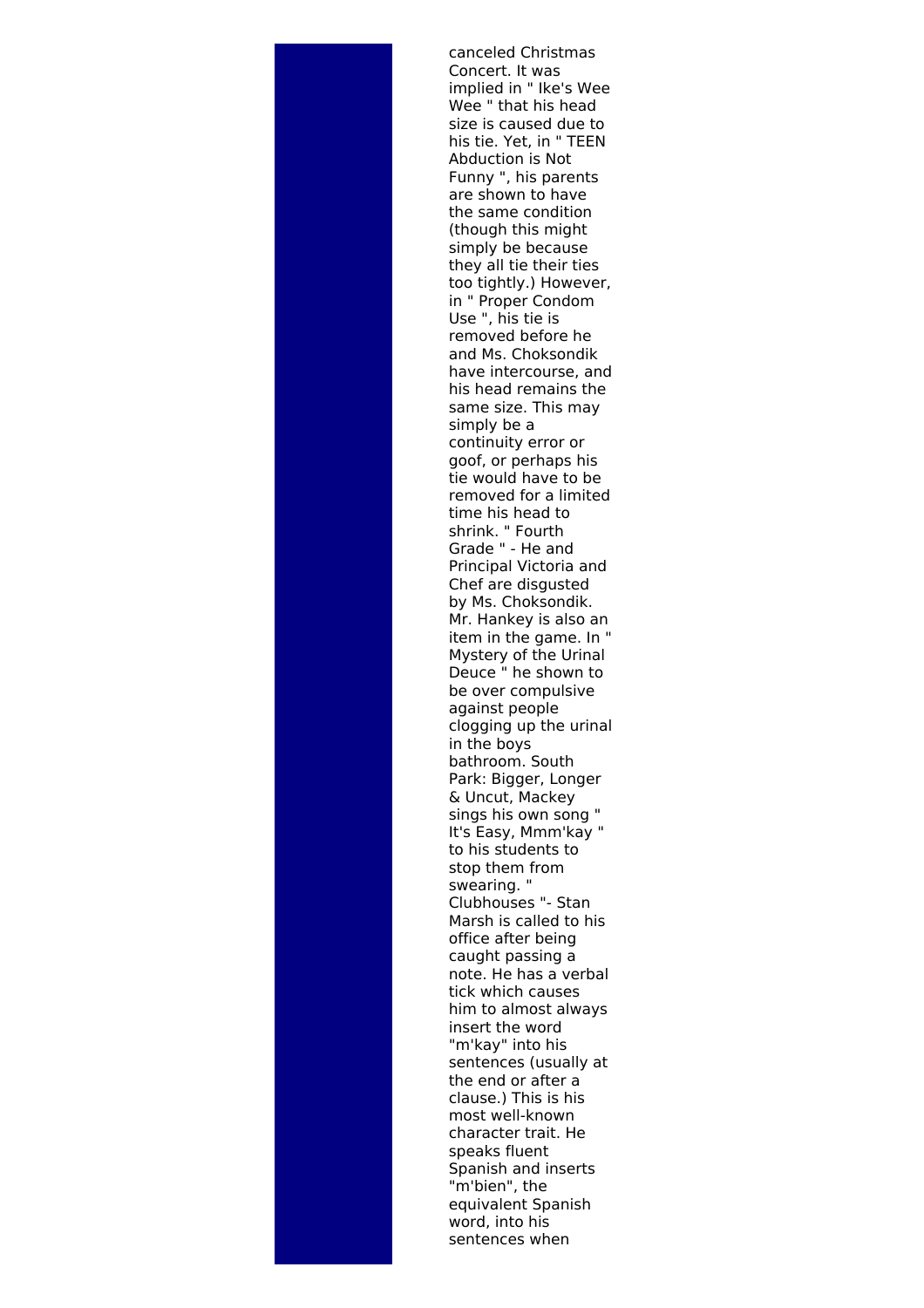canceled Christmas Concert. It was implied in " Ike's Wee Wee " that his head size is caused due to his tie. Yet, in " TEEN Abduction is Not Funny ", his parents are shown to have the same condition (though this might simply be because they all tie their ties too tightly.) However, in " Proper Condom Use ", his tie is removed before he and Ms. Choksondik have intercourse, and his head remains the same size. This may simply be a continuity error or goof, or perhaps his tie would have to be removed for a limited time his head to shrink. " Fourth Grade " - He and Principal Victoria and Chef are disgusted by Ms. Choksondik. Mr. Hankey is also an item in the game. In " Mystery of the Urinal Deuce " he shown to be over compulsive against people clogging up the urinal in the boys bathroom. South Park: Bigger, Longer & Uncut, Mackey sings his own song " It's Easy, Mmm'kay " to his students to stop them from swearing. " Clubhouses "- Stan Marsh is called to his office after being caught passing a note. He has a verbal tick which causes him to almost always insert the word "m'kay" into his sentences (usually at the end or after a clause.) This is his most well-known character trait. He speaks fluent Spanish and inserts "m'bien", the equivalent Spanish word, into his sentences when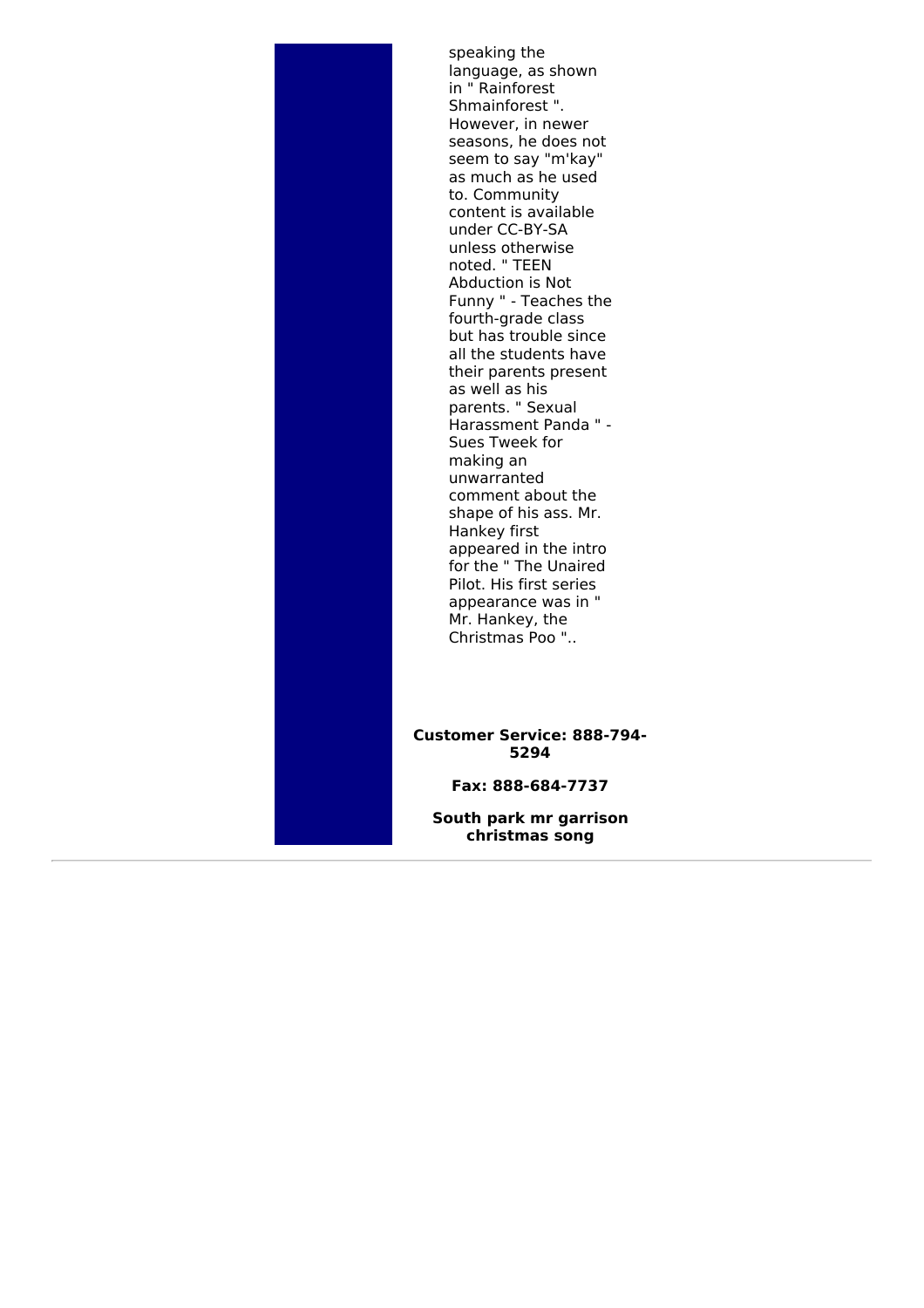speaking the language, as shown in " Rainforest Shmainforest ". However, in newer seasons, he does not seem to say "m'kay" as much as he used to. Community content is available under CC-BY-SA unless otherwise noted. " TEEN Abduction is Not Funny " - Teaches the fourth-grade class but has trouble since all the students have their parents present as well as his parents. " Sexual Harassment Panda " - Sues Tweek for making an unwarranted comment about the shape of his ass. Mr. Hankey first appeared in the intro for the " The Unaired Pilot. His first series appearance was in " Mr. Hankey, the Christmas Poo "..

**Customer Service: 888-794-5294**

**Fax: 888-684-7737**

**South park mr garrison christmas song**